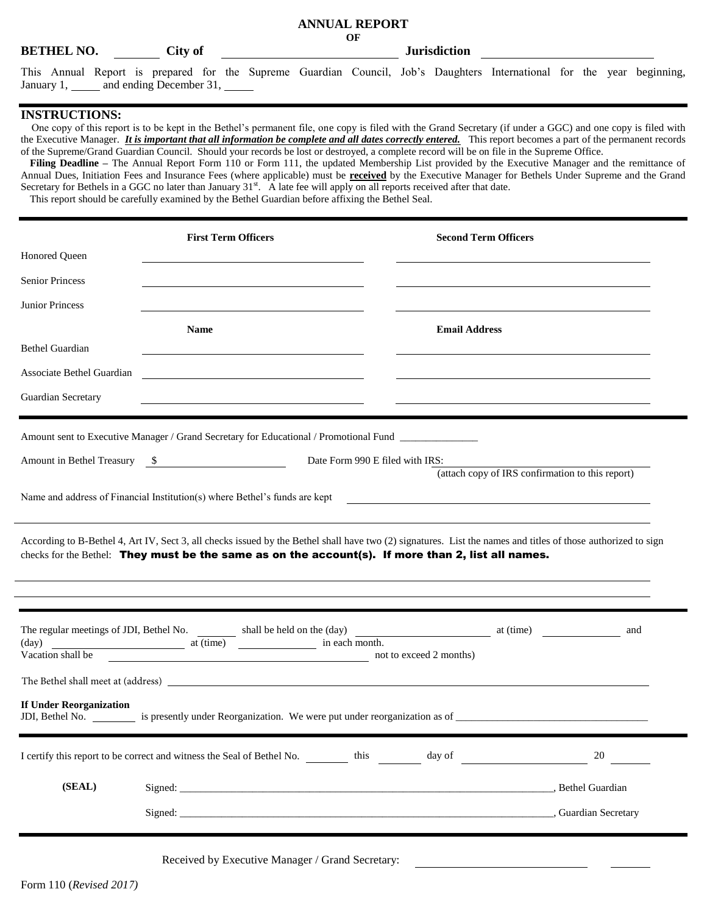# ANNUAL REPORT

OF

**BETHEL NO.** _______ **City of** ______________________________ **Jurisdiction** ______________________________

This Annual Report is prepared for the Supreme Guardian Council, Job's Daughters International for the year beginning, January 1, _____ and ending December 31, _____

## INSTRUCTIONS:

One copy of this report is to be kept in the Bethel's permanent file, one copy is filed with the Grand Secretary (if under a GGC) and one copy is filed with the Executive Manager. ***It is important that all information be complete and all dates correctly entered.*** This report becomes a part of the permanent records of the Supreme/Grand Guardian Council. Should your records be lost or destroyed, a complete record will be on file in the Supreme Office.

**Filing Deadline –** The Annual Report Form 110 or Form 111, the updated Membership List provided by the Executive Manager and the remittance of Annual Dues, Initiation Fees and Insurance Fees (where applicable) must be **received** by the Executive Manager for Bethels Under Supreme and the Grand Secretary for Bethels in a GGC no later than January 31st. A late fee will apply on all reports received after that date.

This report should be carefully examined by the Bethel Guardian before affixing the Bethel Seal.

| | **First Term Officers** | **Second Term Officers** |
|---|---|---|
| Honored Queen | | |
| Senior Princess | | |
| Junior Princess | | |

| | **Name** | **Email Address** |
|---|---|---|
| Bethel Guardian | | |
| Associate Bethel Guardian | | |
| Guardian Secretary | | |

Amount sent to Executive Manager / Grand Secretary for Educational / Promotional Fund ______________

Amount in Bethel Treasury $ ______________________ Date Form 990 E filed with IRS: ______________________
(attach copy of IRS confirmation to this report)

Name and address of Financial Institution(s) where Bethel's funds are kept ______________________________________

______________________________________________________________________________

According to B-Bethel 4, Art IV, Sect 3, all checks issued by the Bethel shall have two (2) signatures. List the names and titles of those authorized to sign checks for the Bethel: **They must be the same as on the account(s). If more than 2, list all names.**

______________________________________________________________________________

______________________________________________________________________________

The regular meetings of JDI, Bethel No. _______ shall be held on the (day) ______________________ at (time) ____________ and (day) ______________________ at (time) ____________ in each month.
Vacation shall be ________________________________________________ not to exceed 2 months)

The Bethel shall meet at (address) ______________________________________________________________

**If Under Reorganization**
JDI, Bethel No. _______ is presently under Reorganization. We were put under reorganization as of ______________________________

I certify this report to be correct and witness the Seal of Bethel No. _______ this _______ day of ______________________ 20 _______

**(SEAL)** Signed: ______________________________________________________________, Bethel Guardian

Signed: ______________________________________________________________, Guardian Secretary

Received by Executive Manager / Grand Secretary: ____________________________ _______

Form 110 (*Revised 2017*)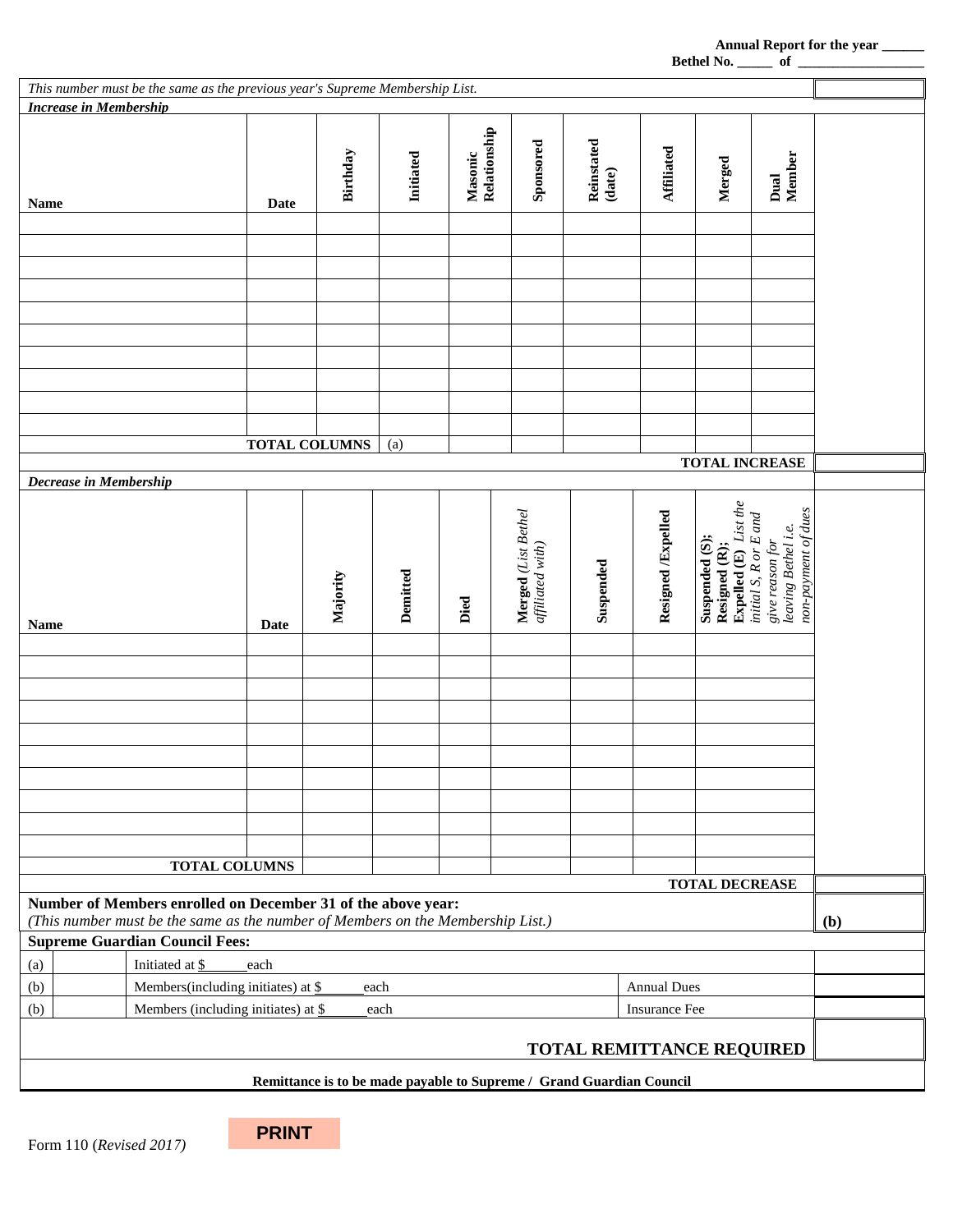Annual Report for the year ______
Bethel No. _____ of __________________

*This number must be the same as the previous year's Supreme Membership List.*

***Increase in Membership***

| Name | Date | Birthday | Initiated | Masonic Relationship | Sponsored | Reinstated (date) | Affiliated | Merged | Dual Member | |
|---|---|---|---|---|---|---|---|---|---|---|
| | | | | | | | | | | |
| | | | | | | | | | | |
| | | | | | | | | | | |
| | | | | | | | | | | |
| | | | | | | | | | | |
| | | | | | | | | | | |
| | | | | | | | | | | |
| | | | | | | | | | | |
| | | | | | | | | | | |
| | | | | | | | | | | |
| | **TOTAL COLUMNS** | | (a) | | | | | | | |
| | | | | | | | | **TOTAL INCREASE** | | |

***Decrease in Membership***

| Name | Date | Majority | Demitted | Died | **Merged** (*List Bethel affiliated with*) | Suspended | Resigned /Expelled | **Suspended (S); Resigned (R); Expelled (E)** *List the initial S, R or E and give reason for leaving Bethel i.e. non-payment of dues* | |
|---|---|---|---|---|---|---|---|---|---|
| | | | | | | | | | |
| | | | | | | | | | |
| | | | | | | | | | |
| | | | | | | | | | |
| | | | | | | | | | |
| | | | | | | | | | |
| | | | | | | | | | |
| | | | | | | | | | |
| | | | | | | | | | |
| | | | | | | | | | |
| **TOTAL COLUMNS** | | | | | | | | | |
| | | | | | | | | **TOTAL DECREASE** | |

**Number of Members enrolled on December 31 of the above year:**
*(This number must be the same as the number of Members on the Membership List.)* **(b)**

**Supreme Guardian Council Fees:**

| | | | | |
|---|---|---|---|---|
| (a) | | Initiated at $______each | | |
| (b) | | Members(including initiates) at $______each | Annual Dues | |
| (b) | | Members (including initiates) at $______each | Insurance Fee | |

**TOTAL REMITTANCE REQUIRED**

**Remittance is to be made payable to Supreme / Grand Guardian Council**

Form 110 (*Revised 2017*)

PRINT